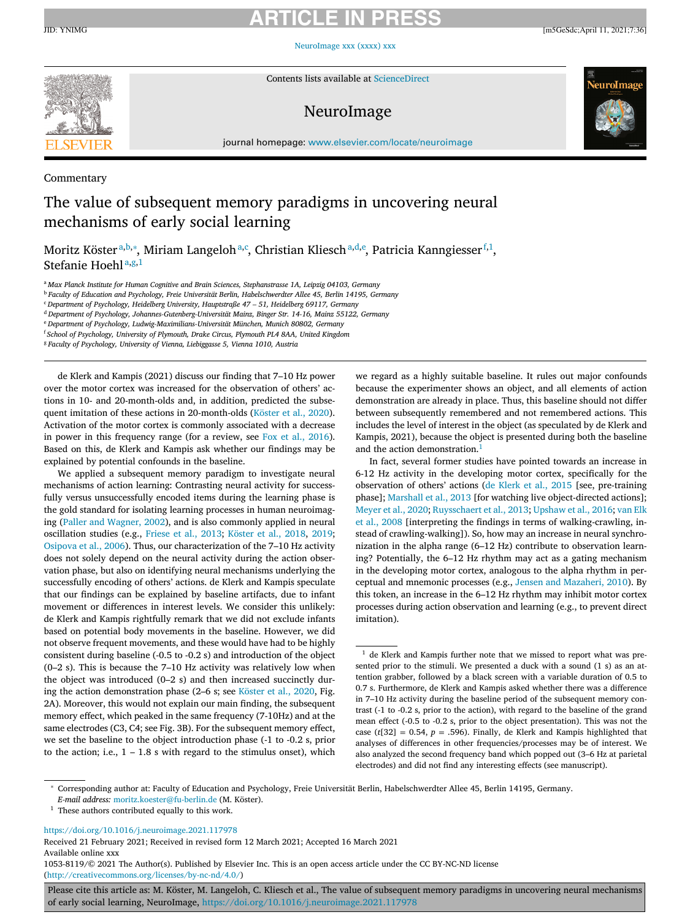Commentary

# The value of subsequent memory paradigms in uncovering neural mechanisms of early social learning

Moritz Köster[a,b,*], Miriam Langeloh[a,c], Christian Kliesch[a,d,e], Patricia Kanngiesser[f,1], Stefanie Hoehl[a,g,1]

[a] Max Planck Institute for Human Cognitive and Brain Sciences, Stephanstrasse 1A, Leipzig 04103, Germany
[b] Faculty of Education and Psychology, Freie Universität Berlin, Habelschwerdter Allee 45, Berlin 14195, Germany
[c] Department of Psychology, Heidelberg University, Hauptstraße 47 – 51, Heidelberg 69117, Germany
[d] Department of Psychology, Johannes-Gutenberg-Universität Mainz, Binger Str. 14-16, Mainz 55122, Germany
[e] Department of Psychology, Ludwig-Maximilians-Universität München, Munich 80802, Germany
[f] School of Psychology, University of Plymouth, Drake Circus, Plymouth PL4 8AA, United Kingdom
[g] Faculty of Psychology, University of Vienna, Liebiggasse 5, Vienna 1010, Austria

de Klerk and Kampis (2021) discuss our finding that 7–10 Hz power over the motor cortex was increased for the observation of others' actions in 10- and 20-month-olds and, in addition, predicted the subsequent imitation of these actions in 20-month-olds (Köster et al., 2020). Activation of the motor cortex is commonly associated with a decrease in power in this frequency range (for a review, see Fox et al., 2016). Based on this, de Klerk and Kampis ask whether our findings may be explained by potential confounds in the baseline.

We applied a subsequent memory paradigm to investigate neural mechanisms of action learning: Contrasting neural activity for successfully versus unsuccessfully encoded items during the learning phase is the gold standard for isolating learning processes in human neuroimaging (Paller and Wagner, 2002), and is also commonly applied in neural oscillation studies (e.g., Friese et al., 2013; Köster et al., 2018, 2019; Osipova et al., 2006). Thus, our characterization of the 7–10 Hz activity does not solely depend on the neural activity during the action observation phase, but also on identifying neural mechanisms underlying the successfully encoding of others' actions. de Klerk and Kampis speculate that our findings can be explained by baseline artifacts, due to infant movement or differences in interest levels. We consider this unlikely: de Klerk and Kampis rightfully remark that we did not exclude infants based on potential body movements in the baseline. However, we did not observe frequent movements, and these would have had to be highly consistent during baseline (-0.5 to -0.2 s) and introduction of the object (0–2 s). This is because the 7–10 Hz activity was relatively low when the object was introduced (0–2 s) and then increased succinctly during the action demonstration phase (2–6 s; see Köster et al., 2020, Fig. 2A). Moreover, this would not explain our main finding, the subsequent memory effect, which peaked in the same frequency (7-10Hz) and at the same electrodes (C3, C4; see Fig. 3B). For the subsequent memory effect, we set the baseline to the object introduction phase (-1 to -0.2 s, prior to the action; i.e., 1 – 1.8 s with regard to the stimulus onset), which we regard as a highly suitable baseline. It rules out major confounds because the experimenter shows an object, and all elements of action demonstration are already in place. Thus, this baseline should not differ between subsequently remembered and not remembered actions. This includes the level of interest in the object (as speculated by de Klerk and Kampis, 2021), because the object is presented during both the baseline and the action demonstration.[1]

In fact, several former studies have pointed towards an increase in 6-12 Hz activity in the developing motor cortex, specifically for the observation of others' actions (de Klerk et al., 2015 [see, pre-training phase]; Marshall et al., 2013 [for watching live object-directed actions]; Meyer et al., 2020; Ruysschaert et al., 2013; Upshaw et al., 2016; van Elk et al., 2008 [interpreting the findings in terms of walking-crawling, instead of crawling-walking]). So, how may an increase in neural synchronization in the alpha range (6–12 Hz) contribute to observation learning? Potentially, the 6–12 Hz rhythm may act as a gating mechanism in the developing motor cortex, analogous to the alpha rhythm in perceptual and mnemonic processes (e.g., Jensen and Mazaheri, 2010). By this token, an increase in the 6–12 Hz rhythm may inhibit motor cortex processes during action observation and learning (e.g., to prevent direct imitation).

[1] de Klerk and Kampis further note that we missed to report what was presented prior to the stimuli. We presented a duck with a sound (1 s) as an attention grabber, followed by a black screen with a variable duration of 0.5 to 0.7 s. Furthermore, de Klerk and Kampis asked whether there was a difference in 7–10 Hz activity during the baseline period of the subsequent memory contrast (-1 to -0.2 s, prior to the action), with regard to the baseline of the grand mean effect (-0.5 to -0.2 s, prior to the object presentation). This was not the case ($t[32] = 0.54$, $p = .596$). Finally, de Klerk and Kampis highlighted that analyses of differences in other frequencies/processes may be of interest. We also analyzed the second frequency band which popped out (3–6 Hz at parietal electrodes) and did not find any interesting effects (see manuscript).

* Corresponding author at: Faculty of Education and Psychology, Freie Universität Berlin, Habelschwerdter Allee 45, Berlin 14195, Germany.
*E-mail address:* moritz.koester@fu-berlin.de (M. Köster).

[1] These authors contributed equally to this work.

https://doi.org/10.1016/j.neuroimage.2021.117978
Received 21 February 2021; Received in revised form 12 March 2021; Accepted 16 March 2021
Available online xxx
1053-8119/© 2021 The Author(s). Published by Elsevier Inc. This is an open access article under the CC BY-NC-ND license (http://creativecommons.org/licenses/by-nc-nd/4.0/)

Please cite this article as: M. Köster, M. Langeloh, C. Kliesch et al., The value of subsequent memory paradigms in uncovering neural mechanisms of early social learning, NeuroImage, https://doi.org/10.1016/j.neuroimage.2021.117978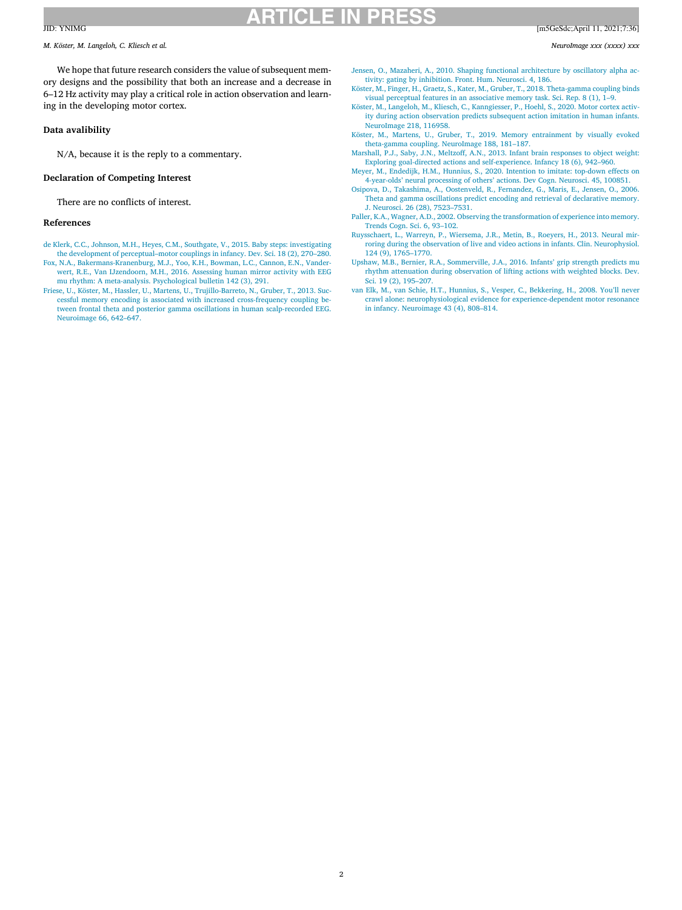We hope that future research considers the value of subsequent memory designs and the possibility that both an increase and a decrease in 6–12 Hz activity may play a critical role in action observation and learning in the developing motor cortex.

## Data avalibility

N/A, because it is the reply to a commentary.

## Declaration of Competing Interest

There are no conflicts of interest.

## References

de Klerk, C.C., Johnson, M.H., Heyes, C.M., Southgate, V., 2015. Baby steps: investigating the development of perceptual–motor couplings in infancy. Dev. Sci. 18 (2), 270–280.

Fox, N.A., Bakermans-Kranenburg, M.J., Yoo, K.H., Bowman, L.C., Cannon, E.N., Vanderwert, R.E., Van IJzendoorn, M.H., 2016. Assessing human mirror activity with EEG mu rhythm: A meta-analysis. Psychological bulletin 142 (3), 291.

Friese, U., Köster, M., Hassler, U., Martens, U., Trujillo-Barreto, N., Gruber, T., 2013. Successful memory encoding is associated with increased cross-frequency coupling between frontal theta and posterior gamma oscillations in human scalp-recorded EEG. Neuroimage 66, 642–647.

Jensen, O., Mazaheri, A., 2010. Shaping functional architecture by oscillatory alpha activity: gating by inhibition. Front. Hum. Neurosci. 4, 186.

Köster, M., Finger, H., Graetz, S., Kater, M., Gruber, T., 2018. Theta-gamma coupling binds visual perceptual features in an associative memory task. Sci. Rep. 8 (1), 1–9.

Köster, M., Langeloh, M., Kliesch, C., Kanngiesser, P., Hoehl, S., 2020. Motor cortex activity during action observation predicts subsequent action imitation in human infants. NeuroImage 218, 116958.

Köster, M., Martens, U., Gruber, T., 2019. Memory entrainment by visually evoked theta-gamma coupling. NeuroImage 188, 181–187.

Marshall, P.J., Saby, J.N., Meltzoff, A.N., 2013. Infant brain responses to object weight: Exploring goal-directed actions and self-experience. Infancy 18 (6), 942–960.

Meyer, M., Endedijk, H.M., Hunnius, S., 2020. Intention to imitate: top-down effects on 4-year-olds' neural processing of others' actions. Dev Cogn. Neurosci. 45, 100851.

Osipova, D., Takashima, A., Oostenveld, R., Fernandez, G., Maris, E., Jensen, O., 2006. Theta and gamma oscillations predict encoding and retrieval of declarative memory. J. Neurosci. 26 (28), 7523–7531.

Paller, K.A., Wagner, A.D., 2002. Observing the transformation of experience into memory. Trends Cogn. Sci. 6, 93–102.

Ruysschaert, L., Warreyn, P., Wiersema, J.R., Metin, B., Roeyers, H., 2013. Neural mirroring during the observation of live and video actions in infants. Clin. Neurophysiol. 124 (9), 1765–1770.

Upshaw, M.B., Bernier, R.A., Sommerville, J.A., 2016. Infants' grip strength predicts mu rhythm attenuation during observation of lifting actions with weighted blocks. Dev. Sci. 19 (2), 195–207.

van Elk, M., van Schie, H.T., Hunnius, S., Vesper, C., Bekkering, H., 2008. You'll never crawl alone: neurophysiological evidence for experience-dependent motor resonance in infancy. Neuroimage 43 (4), 808–814.